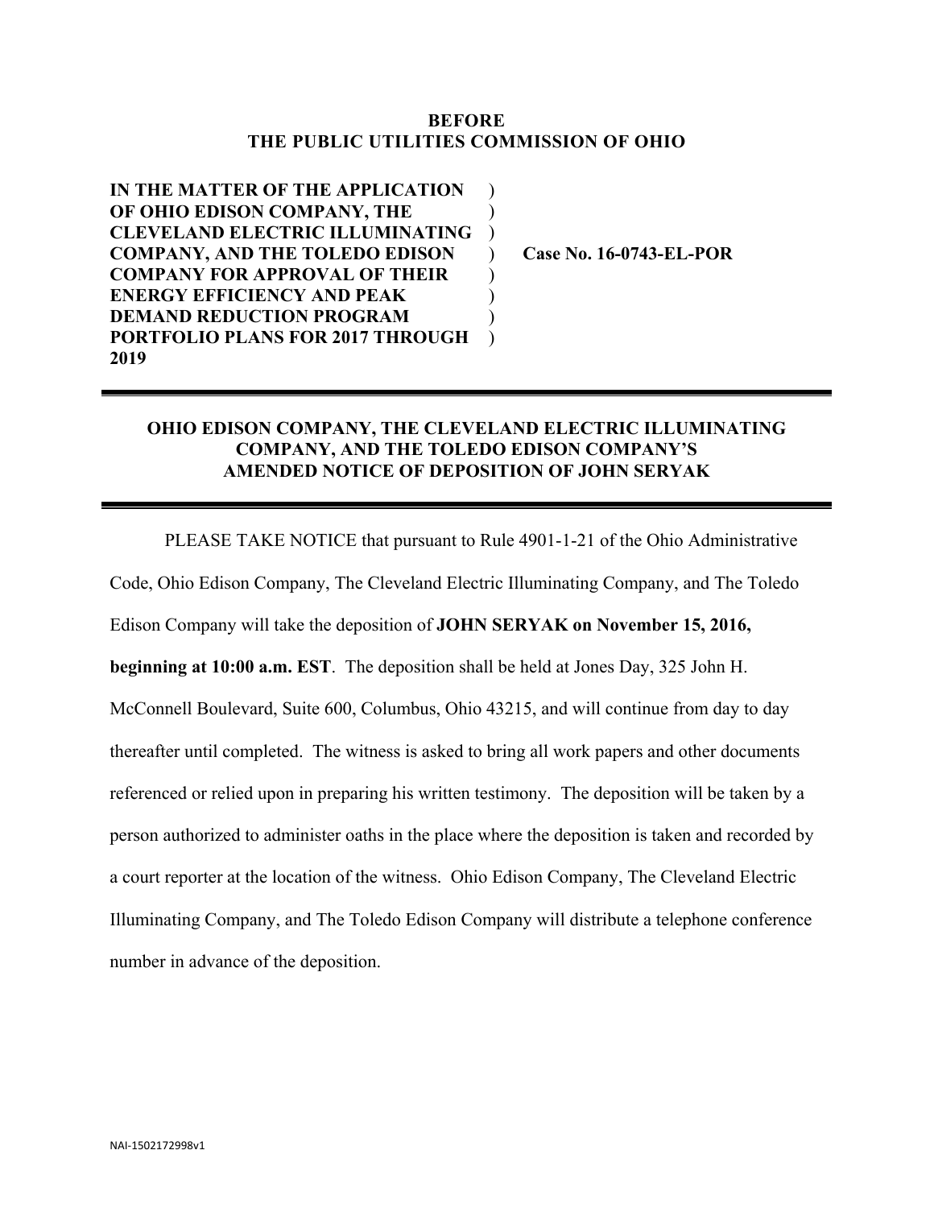**BEFORE**
**THE PUBLIC UTILITIES COMMISSION OF OHIO**

| | | |
|---|---|---|
| **IN THE MATTER OF THE APPLICATION OF OHIO EDISON COMPANY, THE CLEVELAND ELECTRIC ILLUMINATING COMPANY, AND THE TOLEDO EDISON COMPANY FOR APPROVAL OF THEIR ENERGY EFFICIENCY AND PEAK DEMAND REDUCTION PROGRAM PORTFOLIO PLANS FOR 2017 THROUGH 2019** | ) ) ) ) ) ) ) ) | **Case No. 16-0743-EL-POR** |

## OHIO EDISON COMPANY, THE CLEVELAND ELECTRIC ILLUMINATING COMPANY, AND THE TOLEDO EDISON COMPANY'S AMENDED NOTICE OF DEPOSITION OF JOHN SERYAK

PLEASE TAKE NOTICE that pursuant to Rule 4901-1-21 of the Ohio Administrative Code, Ohio Edison Company, The Cleveland Electric Illuminating Company, and The Toledo Edison Company will take the deposition of **JOHN SERYAK on November 15, 2016, beginning at 10:00 a.m. EST**. The deposition shall be held at Jones Day, 325 John H. McConnell Boulevard, Suite 600, Columbus, Ohio 43215, and will continue from day to day thereafter until completed. The witness is asked to bring all work papers and other documents referenced or relied upon in preparing his written testimony. The deposition will be taken by a person authorized to administer oaths in the place where the deposition is taken and recorded by a court reporter at the location of the witness. Ohio Edison Company, The Cleveland Electric Illuminating Company, and The Toledo Edison Company will distribute a telephone conference number in advance of the deposition.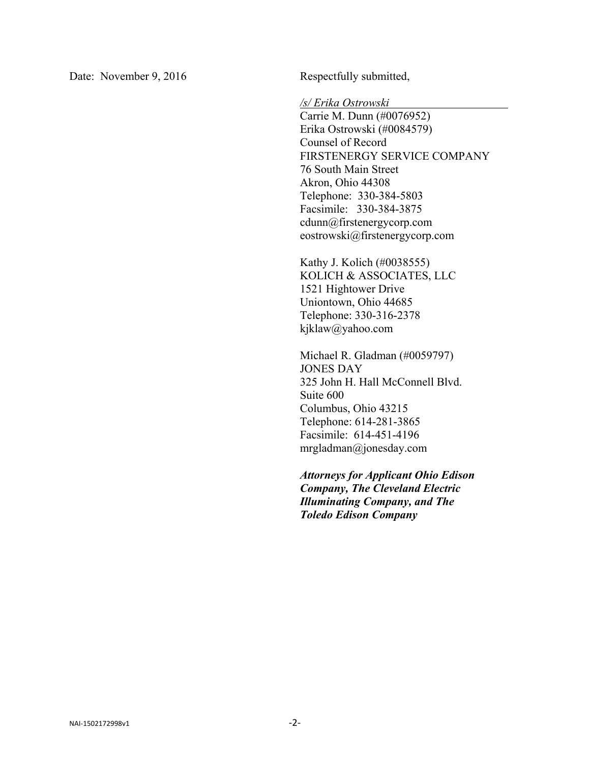Date: November 9, 2016

Respectfully submitted,

*/s/ Erika Ostrowski*

Carrie M. Dunn (#0076952)
Erika Ostrowski (#0084579)
Counsel of Record
FIRSTENERGY SERVICE COMPANY
76 South Main Street
Akron, Ohio 44308
Telephone: 330-384-5803
Facsimile: 330-384-3875
cdunn@firstenergycorp.com
eostrowski@firstenergycorp.com

Kathy J. Kolich (#0038555)
KOLICH & ASSOCIATES, LLC
1521 Hightower Drive
Uniontown, Ohio 44685
Telephone: 330-316-2378
kjklaw@yahoo.com

Michael R. Gladman (#0059797)
JONES DAY
325 John H. Hall McConnell Blvd.
Suite 600
Columbus, Ohio 43215
Telephone: 614-281-3865
Facsimile: 614-451-4196
mrgladman@jonesday.com

***Attorneys for Applicant Ohio Edison Company, The Cleveland Electric Illuminating Company, and The Toledo Edison Company***

NAI-1502172998v1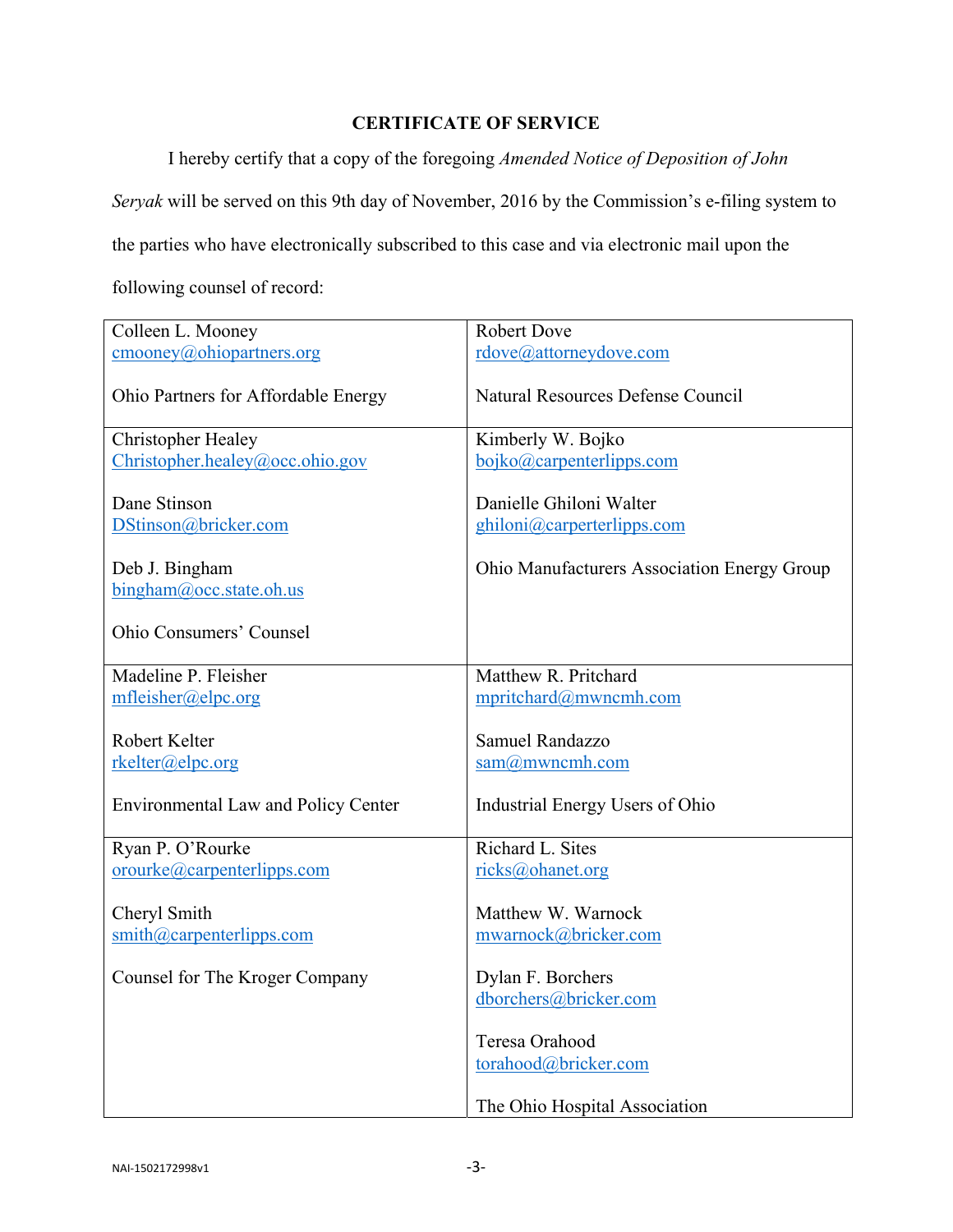## CERTIFICATE OF SERVICE

I hereby certify that a copy of the foregoing *Amended Notice of Deposition of John Seryak* will be served on this 9th day of November, 2016 by the Commission's e-filing system to the parties who have electronically subscribed to this case and via electronic mail upon the following counsel of record:

| | |
|---|---|
| Colleen L. Mooney<br>cmooney@ohiopartners.org<br><br>Ohio Partners for Affordable Energy | Robert Dove<br>rdove@attorneydove.com<br><br>Natural Resources Defense Council |
| Christopher Healey<br>Christopher.healey@occ.ohio.gov<br><br>Dane Stinson<br>DStinson@bricker.com<br><br>Deb J. Bingham<br>bingham@occ.state.oh.us<br><br>Ohio Consumers' Counsel | Kimberly W. Bojko<br>bojko@carpenterlipps.com<br><br>Danielle Ghiloni Walter<br>ghiloni@carperterlipps.com<br><br>Ohio Manufacturers Association Energy Group |
| Madeline P. Fleisher<br>mfleisher@elpc.org<br><br>Robert Kelter<br>rkelter@elpc.org<br><br>Environmental Law and Policy Center | Matthew R. Pritchard<br>mpritchard@mwncmh.com<br><br>Samuel Randazzo<br>sam@mwncmh.com<br><br>Industrial Energy Users of Ohio |
| Ryan P. O'Rourke<br>orourke@carpenterlipps.com<br><br>Cheryl Smith<br>smith@carpenterlipps.com<br><br>Counsel for The Kroger Company | Richard L. Sites<br>ricks@ohanet.org<br><br>Matthew W. Warnock<br>mwarnock@bricker.com<br><br>Dylan F. Borchers<br>dborchers@bricker.com<br><br>Teresa Orahood<br>torahood@bricker.com<br><br>The Ohio Hospital Association |

NAI-1502172998v1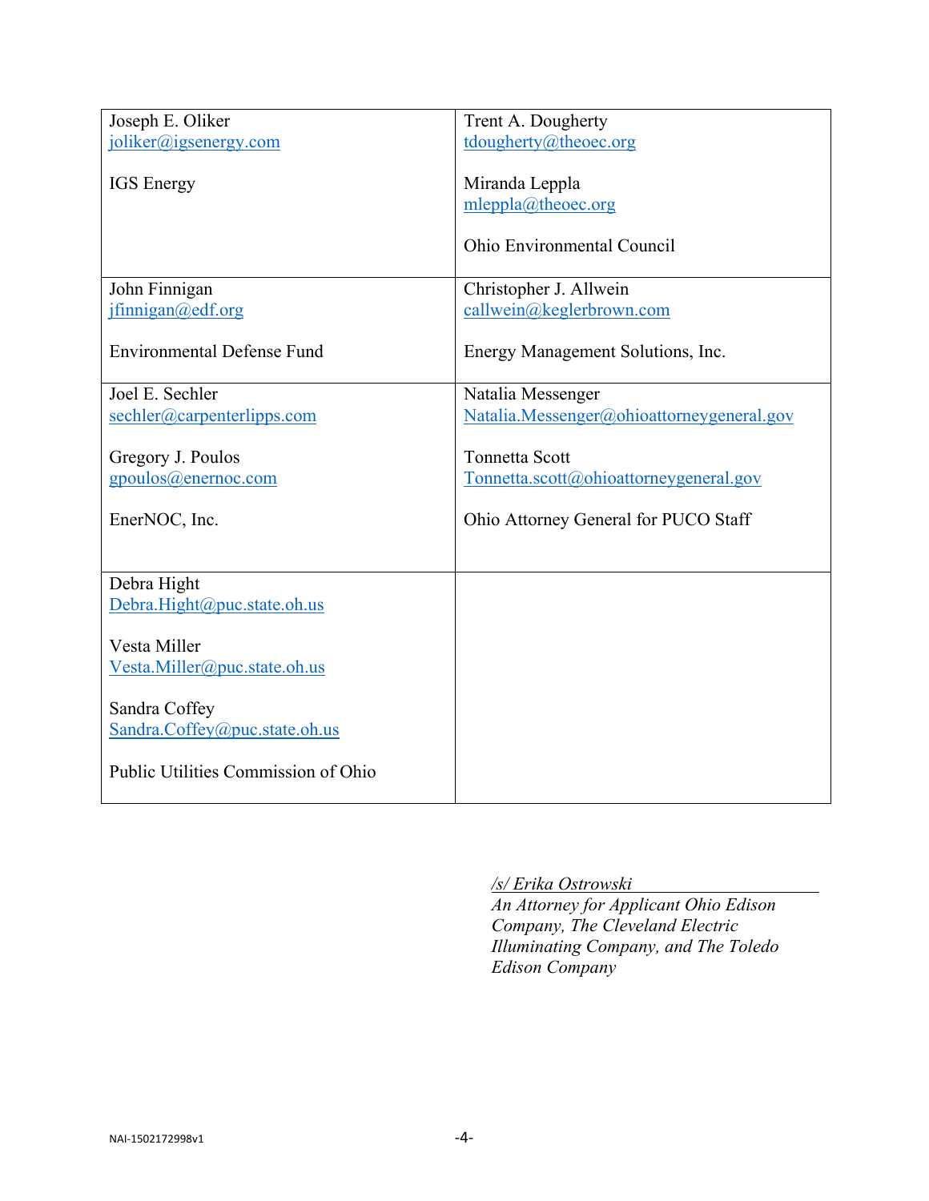| | |
|---|---|
| Joseph E. Oliker<br>joliker@igsenergy.com<br><br>IGS Energy | Trent A. Dougherty<br>tdougherty@theoec.org<br><br>Miranda Leppla<br>mleppla@theoec.org<br><br>Ohio Environmental Council |
| John Finnigan<br>jfinnigan@edf.org<br><br>Environmental Defense Fund | Christopher J. Allwein<br>callwein@keglerbrown.com<br><br>Energy Management Solutions, Inc. |
| Joel E. Sechler<br>sechler@carpenterlipps.com<br><br>Gregory J. Poulos<br>gpoulos@enernoc.com<br><br>EnerNOC, Inc. | Natalia Messenger<br>Natalia.Messenger@ohioattorneygeneral.gov<br><br>Tonnetta Scott<br>Tonnetta.scott@ohioattorneygeneral.gov<br><br>Ohio Attorney General for PUCO Staff |
| Debra Hight<br>Debra.Hight@puc.state.oh.us<br><br>Vesta Miller<br>Vesta.Miller@puc.state.oh.us<br><br>Sandra Coffey<br>Sandra.Coffey@puc.state.oh.us<br><br>Public Utilities Commission of Ohio | |

*/s/ Erika Ostrowski*
*An Attorney for Applicant Ohio Edison Company, The Cleveland Electric Illuminating Company, and The Toledo Edison Company*

NAI-1502172998v1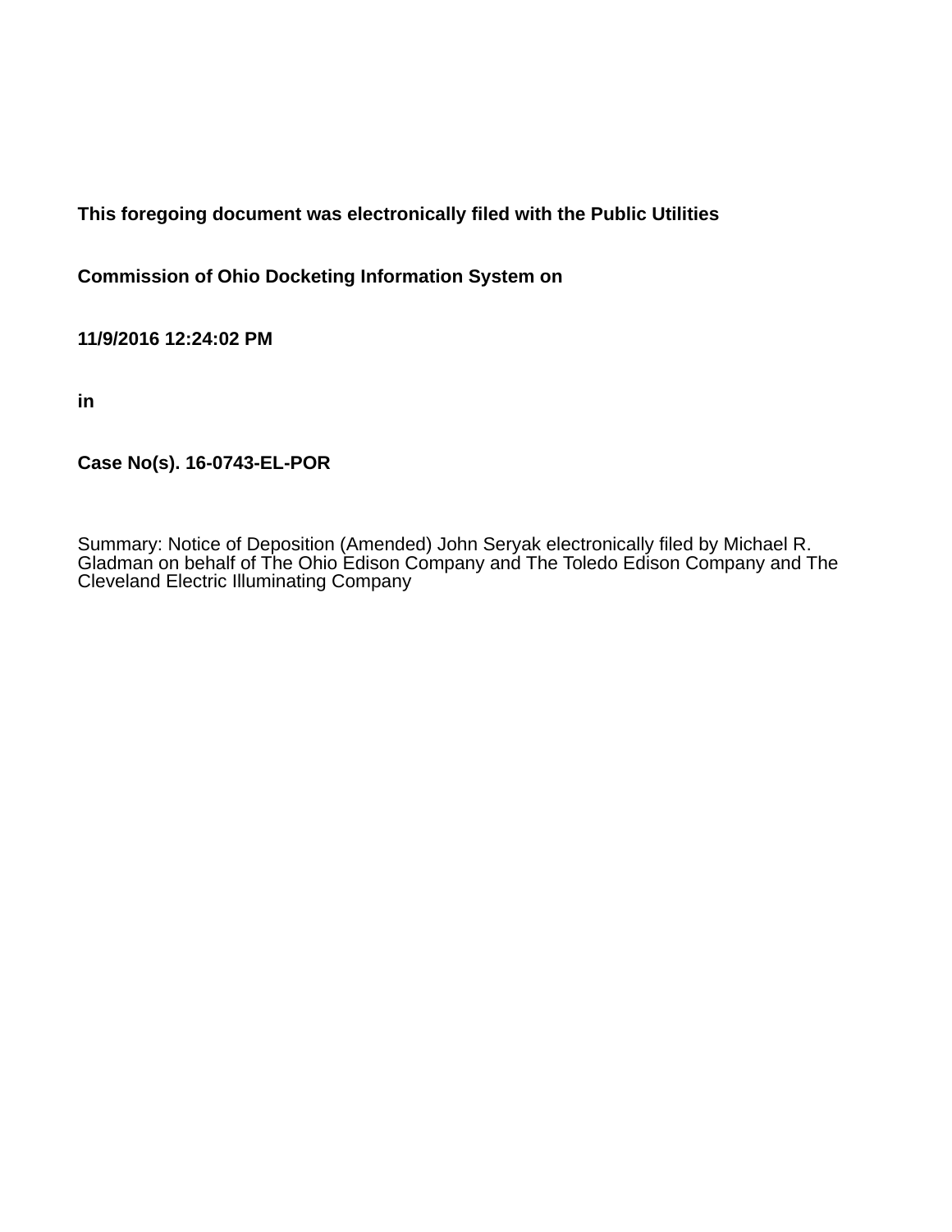**This foregoing document was electronically filed with the Public Utilities**

**Commission of Ohio Docketing Information System on**

**11/9/2016 12:24:02 PM**

**in**

**Case No(s). 16-0743-EL-POR**

Summary: Notice of Deposition (Amended) John Seryak electronically filed by Michael R. Gladman on behalf of The Ohio Edison Company and The Toledo Edison Company and The Cleveland Electric Illuminating Company